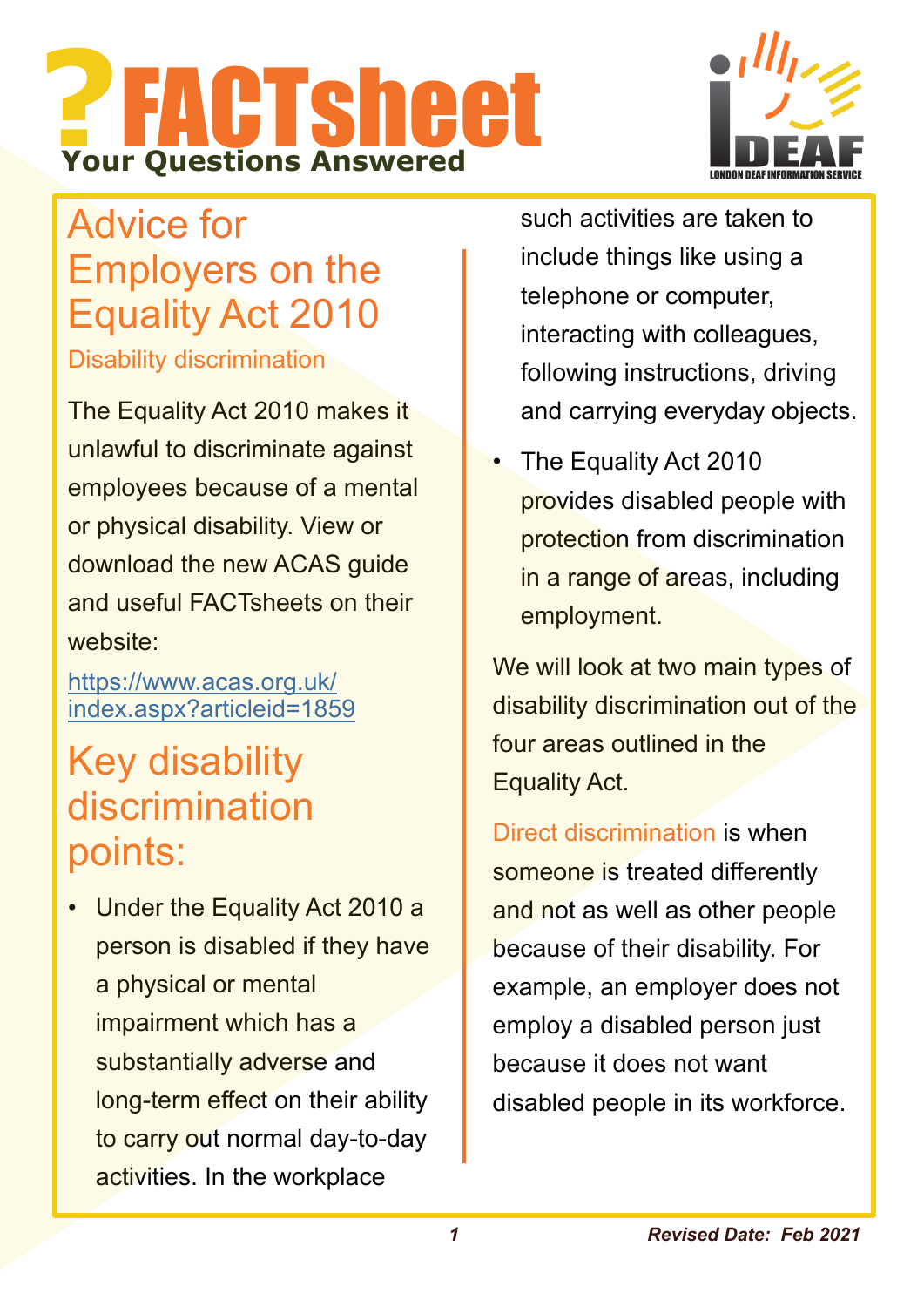# ?FACTsheet

**Your Questions Answered**

iDEAF — LONDON DEAF INFORMATION SERVICE

## Advice for Employers on the Equality Act 2010

### Disability discrimination

The Equality Act 2010 makes it unlawful to discriminate against employees because of a mental or physical disability. View or download the new ACAS guide and useful FACTsheets on their website:

[https://www.acas.org.uk/index.aspx?articleid=1859](https://www.acas.org.uk/index.aspx?articleid=1859)

## Key disability discrimination points:

- Under the Equality Act 2010 a person is disabled if they have a physical or mental impairment which has a substantially adverse and long-term effect on their ability to carry out normal day-to-day activities. In the workplace such activities are taken to include things like using a telephone or computer, interacting with colleagues, following instructions, driving and carrying everyday objects.
- The Equality Act 2010 provides disabled people with protection from discrimination in a range of areas, including employment.

We will look at two main types of disability discrimination out of the four areas outlined in the Equality Act.

Direct discrimination is when someone is treated differently and not as well as other people because of their disability. For example, an employer does not employ a disabled person just because it does not want disabled people in its workforce.

*Revised Date: Feb 2021*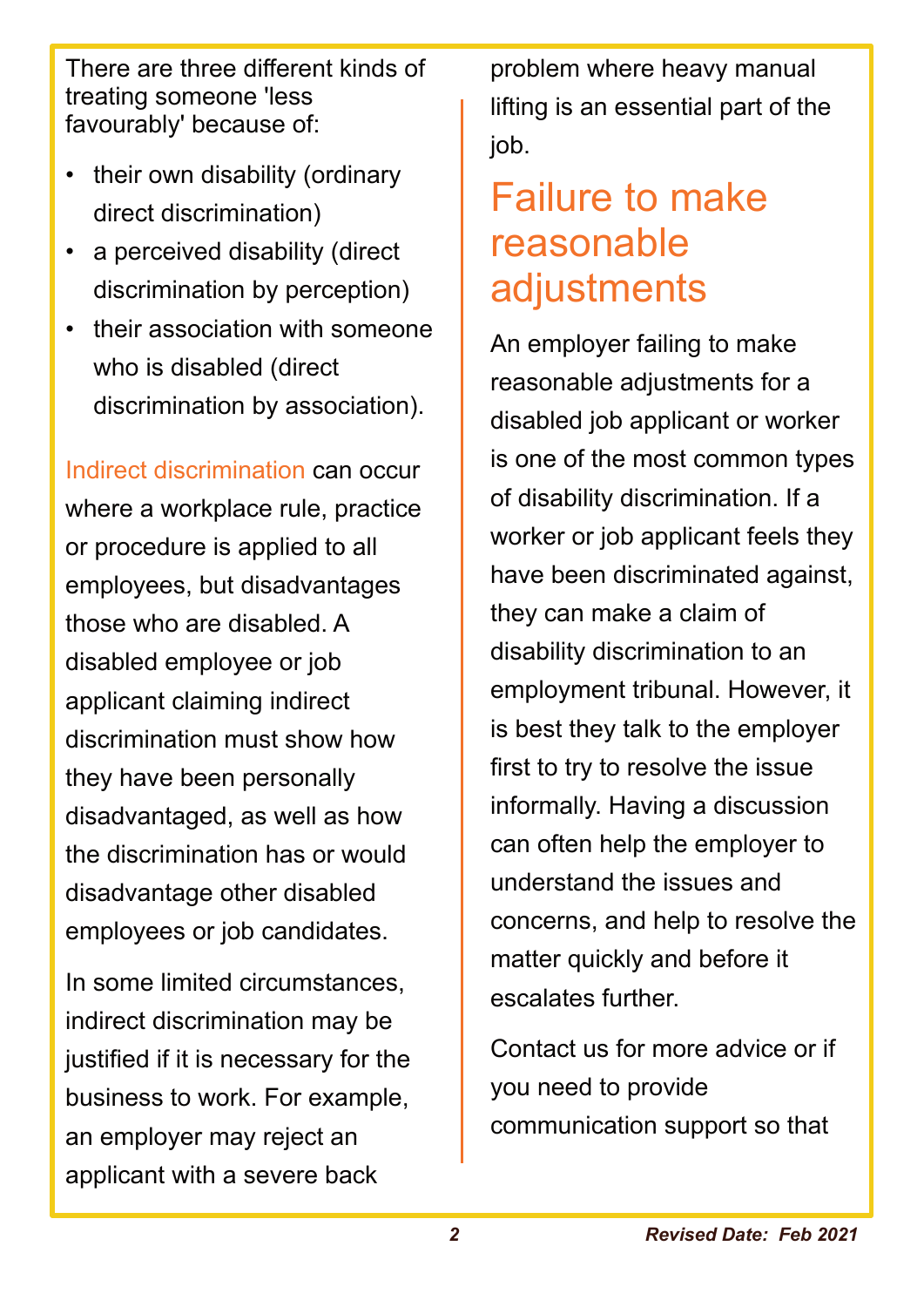There are three different kinds of treating someone 'less favourably' because of:

- their own disability (ordinary direct discrimination)
- a perceived disability (direct discrimination by perception)
- their association with someone who is disabled (direct discrimination by association).

Indirect discrimination can occur where a workplace rule, practice or procedure is applied to all employees, but disadvantages those who are disabled. A disabled employee or job applicant claiming indirect discrimination must show how they have been personally disadvantaged, as well as how the discrimination has or would disadvantage other disabled employees or job candidates.

In some limited circumstances, indirect discrimination may be justified if it is necessary for the business to work. For example, an employer may reject an applicant with a severe back problem where heavy manual lifting is an essential part of the job.

## Failure to make reasonable adjustments

An employer failing to make reasonable adjustments for a disabled job applicant or worker is one of the most common types of disability discrimination. If a worker or job applicant feels they have been discriminated against, they can make a claim of disability discrimination to an employment tribunal. However, it is best they talk to the employer first to try to resolve the issue informally. Having a discussion can often help the employer to understand the issues and concerns, and help to resolve the matter quickly and before it escalates further.

Contact us for more advice or if you need to provide communication support so that

*Revised Date: Feb 2021*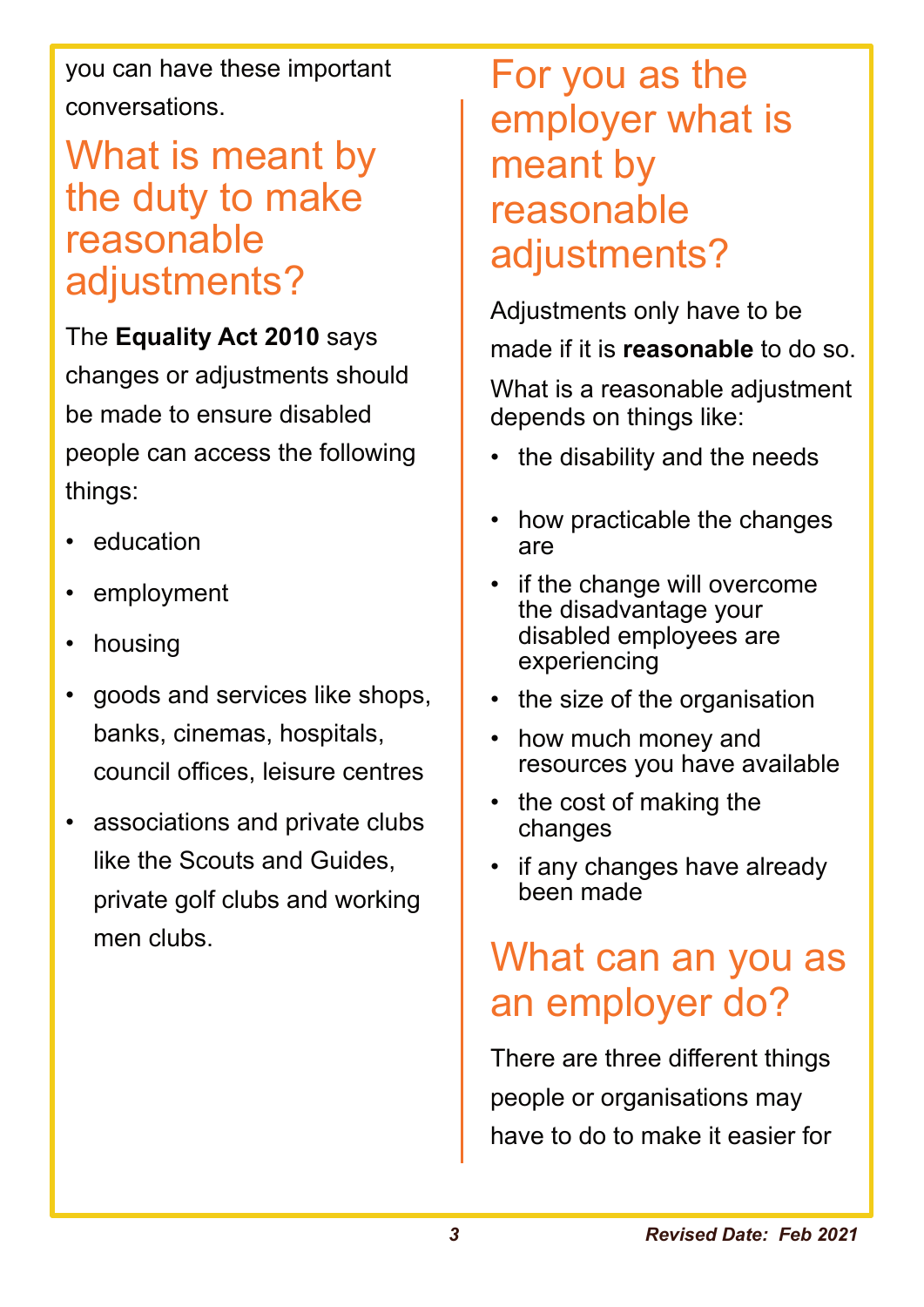you can have these important conversations.

## What is meant by the duty to make reasonable adjustments?

The **Equality Act 2010** says changes or adjustments should be made to ensure disabled people can access the following things:

- education
- employment
- housing
- goods and services like shops, banks, cinemas, hospitals, council offices, leisure centres
- associations and private clubs like the Scouts and Guides, private golf clubs and working men clubs.

## For you as the employer what is meant by reasonable adjustments?

Adjustments only have to be made if it is **reasonable** to do so.

What is a reasonable adjustment depends on things like:

- the disability and the needs
- how practicable the changes are
- if the change will overcome the disadvantage your disabled employees are experiencing
- the size of the organisation
- how much money and resources you have available
- the cost of making the changes
- if any changes have already been made

## What can an you as an employer do?

There are three different things people or organisations may have to do to make it easier for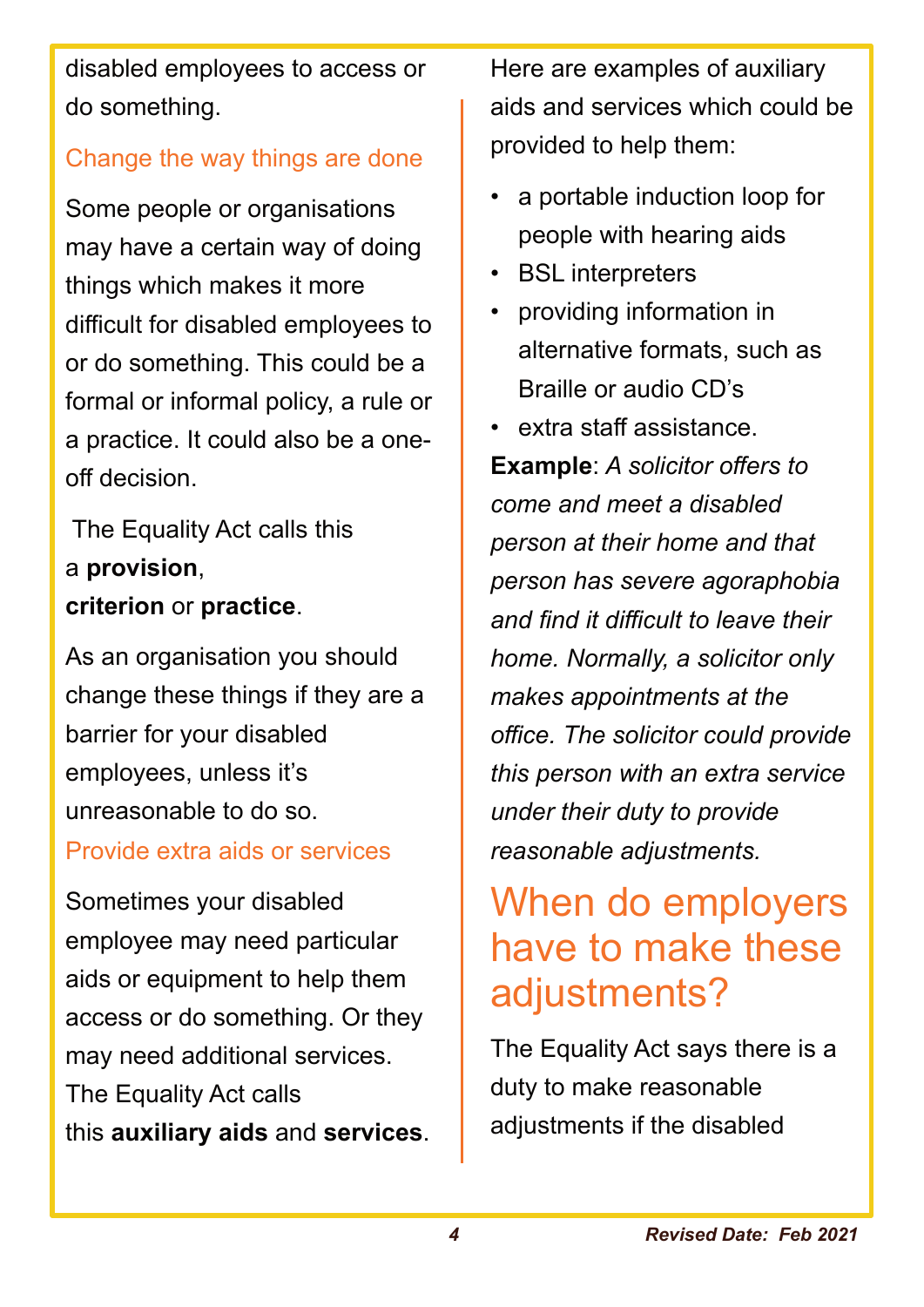disabled employees to access or do something.

### Change the way things are done

Some people or organisations may have a certain way of doing things which makes it more difficult for disabled employees to or do something. This could be a formal or informal policy, a rule or a practice. It could also be a one-off decision.

The Equality Act calls this a **provision**, **criterion** or **practice**.

As an organisation you should change these things if they are a barrier for your disabled employees, unless it's unreasonable to do so.

### Provide extra aids or services

Sometimes your disabled employee may need particular aids or equipment to help them access or do something. Or they may need additional services. The Equality Act calls this **auxiliary aids** and **services**.

Here are examples of auxiliary aids and services which could be provided to help them:

- a portable induction loop for people with hearing aids
- BSL interpreters
- providing information in alternative formats, such as Braille or audio CD's
- extra staff assistance.

**Example**: *A solicitor offers to come and meet a disabled person at their home and that person has severe agoraphobia and find it difficult to leave their home. Normally, a solicitor only makes appointments at the office. The solicitor could provide this person with an extra service under their duty to provide reasonable adjustments.*

## When do employers have to make these adjustments?

The Equality Act says there is a duty to make reasonable adjustments if the disabled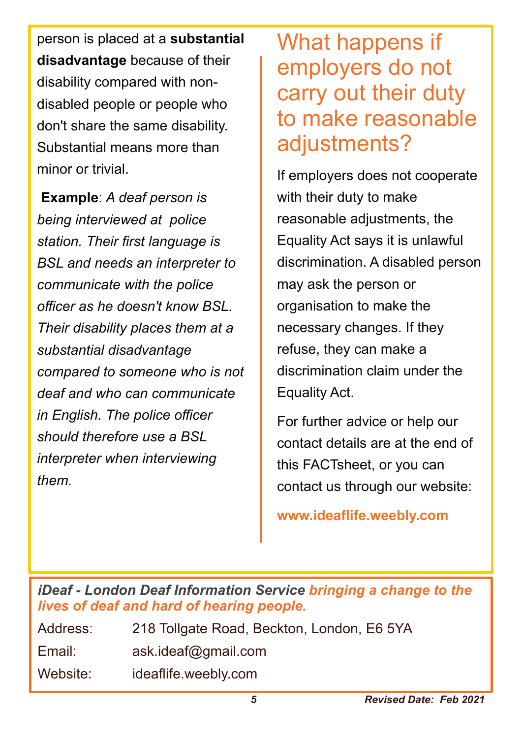person is placed at a **substantial disadvantage** because of their disability compared with non-disabled people or people who don't share the same disability. Substantial means more than minor or trivial.

**Example**: *A deaf person is being interviewed at police station. Their first language is BSL and needs an interpreter to communicate with the police officer as he doesn't know BSL. Their disability places them at a substantial disadvantage compared to someone who is not deaf and who can communicate in English. The police officer should therefore use a BSL interpreter when interviewing them.*

## What happens if employers do not carry out their duty to make reasonable adjustments?

If employers does not cooperate with their duty to make reasonable adjustments, the Equality Act says it is unlawful discrimination. A disabled person may ask the person or organisation to make the necessary changes. If they refuse, they can make a discrimination claim under the Equality Act.

For further advice or help our contact details are at the end of this FACTsheet, or you can contact us through our website:

**www.ideaflife.weebly.com**

***iDeaf - London Deaf Information Service bringing a change to the lives of deaf and hard of hearing people.***

| | |
|---|---|
| Address: | 218 Tollgate Road, Beckton, London, E6 5YA |
| Email: | ask.ideaf@gmail.com |
| Website: | ideaflife.weebly.com |

***Revised Date: Feb 2021***